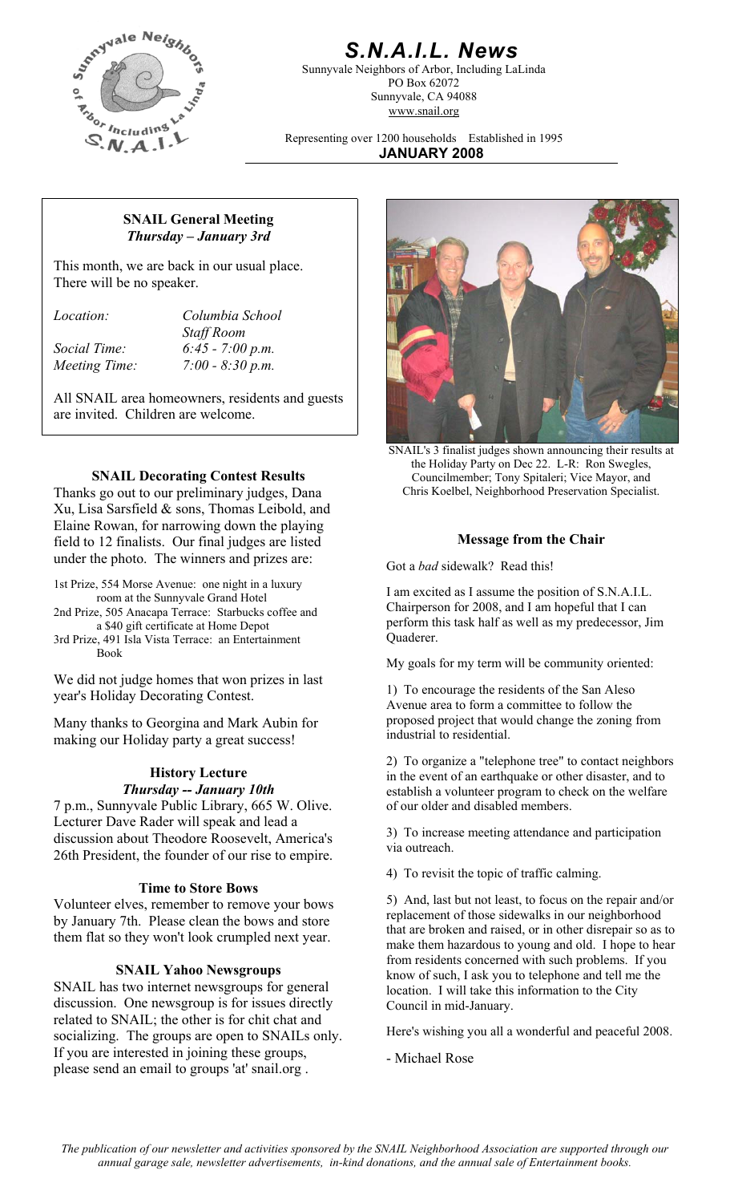# *S.N.A.I.L. News*

Sunnyvale Neighbors of Arbor, Including LaLinda
PO Box 62072
Sunnyvale, CA 94088
www.snail.org

Representing over 1200 households Established in 1995

**JANUARY 2008**

**SNAIL General Meeting**
***Thursday – January 3rd***

This month, we are back in our usual place. There will be no speaker.

*Location:* *Columbia School Staff Room*
*Social Time:* *6:45 - 7:00 p.m.*
*Meeting Time:* *7:00 - 8:30 p.m.*

All SNAIL area homeowners, residents and guests are invited. Children are welcome.

### SNAIL Decorating Contest Results

Thanks go out to our preliminary judges, Dana Xu, Lisa Sarsfield & sons, Thomas Leibold, and Elaine Rowan, for narrowing down the playing field to 12 finalists. Our final judges are listed under the photo. The winners and prizes are:

1st Prize, 554 Morse Avenue: one night in a luxury room at the Sunnyvale Grand Hotel
2nd Prize, 505 Anacapa Terrace: Starbucks coffee and a $40 gift certificate at Home Depot
3rd Prize, 491 Isla Vista Terrace: an Entertainment Book

We did not judge homes that won prizes in last year's Holiday Decorating Contest.

Many thanks to Georgina and Mark Aubin for making our Holiday party a great success!

### History Lecture
***Thursday -- January 10th***

7 p.m., Sunnyvale Public Library, 665 W. Olive. Lecturer Dave Rader will speak and lead a discussion about Theodore Roosevelt, America's 26th President, the founder of our rise to empire.

### Time to Store Bows

Volunteer elves, remember to remove your bows by January 7th. Please clean the bows and store them flat so they won't look crumpled next year.

### SNAIL Yahoo Newsgroups

SNAIL has two internet newsgroups for general discussion. One newsgroup is for issues directly related to SNAIL; the other is for chit chat and socializing. The groups are open to SNAILs only. If you are interested in joining these groups, please send an email to groups 'at' snail.org .

SNAIL's 3 finalist judges shown announcing their results at the Holiday Party on Dec 22. L-R: Ron Swegles, Councilmember; Tony Spitaleri; Vice Mayor, and Chris Koelbel, Neighborhood Preservation Specialist.

### Message from the Chair

Got a *bad* sidewalk? Read this!

I am excited as I assume the position of S.N.A.I.L. Chairperson for 2008, and I am hopeful that I can perform this task half as well as my predecessor, Jim Quaderer.

My goals for my term will be community oriented:

1) To encourage the residents of the San Aleso Avenue area to form a committee to follow the proposed project that would change the zoning from industrial to residential.

2) To organize a "telephone tree" to contact neighbors in the event of an earthquake or other disaster, and to establish a volunteer program to check on the welfare of our older and disabled members.

3) To increase meeting attendance and participation via outreach.

4) To revisit the topic of traffic calming.

5) And, last but not least, to focus on the repair and/or replacement of those sidewalks in our neighborhood that are broken and raised, or in other disrepair so as to make them hazardous to young and old. I hope to hear from residents concerned with such problems. If you know of such, I ask you to telephone and tell me the location. I will take this information to the City Council in mid-January.

Here's wishing you all a wonderful and peaceful 2008.

\- Michael Rose

*The publication of our newsletter and activities sponsored by the SNAIL Neighborhood Association are supported through our annual garage sale, newsletter advertisements, in-kind donations, and the annual sale of Entertainment books.*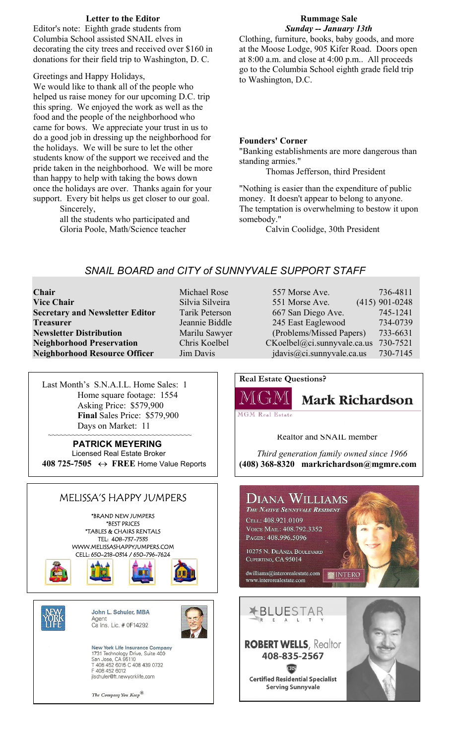## Letter to the Editor

Editor's note: Eighth grade students from Columbia School assisted SNAIL elves in decorating the city trees and received over $160 in donations for their field trip to Washington, D. C.

Greetings and Happy Holidays,

We would like to thank all of the people who helped us raise money for our upcoming D.C. trip this spring. We enjoyed the work as well as the food and the people of the neighborhood who came for bows. We appreciate your trust in us to do a good job in dressing up the neighborhood for the holidays. We will be sure to let the other students know of the support we received and the pride taken in the neighborhood. We will be more than happy to help with taking the bows down once the holidays are over. Thanks again for your support. Every bit helps us get closer to our goal.

Sincerely,

all the students who participated and
Gloria Poole, Math/Science teacher

## Rummage Sale

***Sunday -- January 13th***

Clothing, furniture, books, baby goods, and more at the Moose Lodge, 905 Kifer Road. Doors open at 8:00 a.m. and close at 4:00 p.m.. All proceeds go to the Columbia School eighth grade field trip to Washington, D.C.

## Founders' Corner

"Banking establishments are more dangerous than standing armies."

Thomas Jefferson, third President

"Nothing is easier than the expenditure of public money. It doesn't appear to belong to anyone. The temptation is overwhelming to bestow it upon somebody."

Calvin Coolidge, 30th President

## *SNAIL BOARD and CITY of SUNNYVALE SUPPORT STAFF*

| | | | |
|---|---|---|---|
| **Chair** | Michael Rose | 557 Morse Ave. | 736-4811 |
| **Vice Chair** | Silvia Silveira | 551 Morse Ave. | (415) 901-0248 |
| **Secretary and Newsletter Editor** | Tarik Peterson | 667 San Diego Ave. | 745-1241 |
| **Treasurer** | Jeannie Biddle | 245 East Eaglewood | 734-0739 |
| **Newsletter Distribution** | Marilu Sawyer | (Problems/Missed Papers) | 733-6631 |
| **Neighborhood Preservation** | Chris Koelbel | CKoelbel@ci.sunnyvale.ca.us | 730-7521 |
| **Neighborhood Resource Officer** | Jim Davis | jdavis@ci.sunnyvale.ca.us | 730-7145 |

Last Month's S.N.A.I.L. Home Sales: 1
Home square footage: 1554
Asking Price: $579,900
**Final** Sales Price: $579,900
Days on Market: 11

**PATRICK MEYERING**
Licensed Real Estate Broker
**408 725-7505** ↔ **FREE** Home Value Reports

**Real Estate Questions?**

MGM **Mark Richardson**
MGM Real Estate

Realtor and SNAIL member

*Third generation family owned since 1966*
**(408) 368-8320 markrichardson@mgmre.com**

MELISSA'S HAPPY JUMPERS

*BRAND NEW JUMPERS
*BEST PRICES
*TABLES & CHAIRS RENTALS
TEL: 408-737-7535
WWW.MELISSASHAPPYJUMPERS.COM
CELL: 650-218-0314 / 650-796-7624

DIANA WILLIAMS
*THE NATIVE SUNNYVALE RESIDENT*
CELL: 408.921.0109
VOICE MAIL: 408.792.3352
PAGER: 408.996.5096
10275 N. DEANZA BOULEVARD
CUPERTINO, CA 95014
dwilliams@interorealestate.com
www.interorealestate.com
INTERO

NEW YORK LIFE
John L. Schuler, MBA
Agent
Ca Ins. Lic. # 0F14292

New York Life Insurance Company
1731 Technology Drive, Suite 400
San Jose, CA 95110
T 408 452 6015 C 408 439 0732
F 408 452 6012
jlschuler@ft.newyorklife.com

*The Company You Keep®*

BLUESTAR REALTY
**ROBERT WELLS**, Realtor
**408-835-2567**
CRS
**Certified Residential Specialist**
**Serving Sunnyvale**